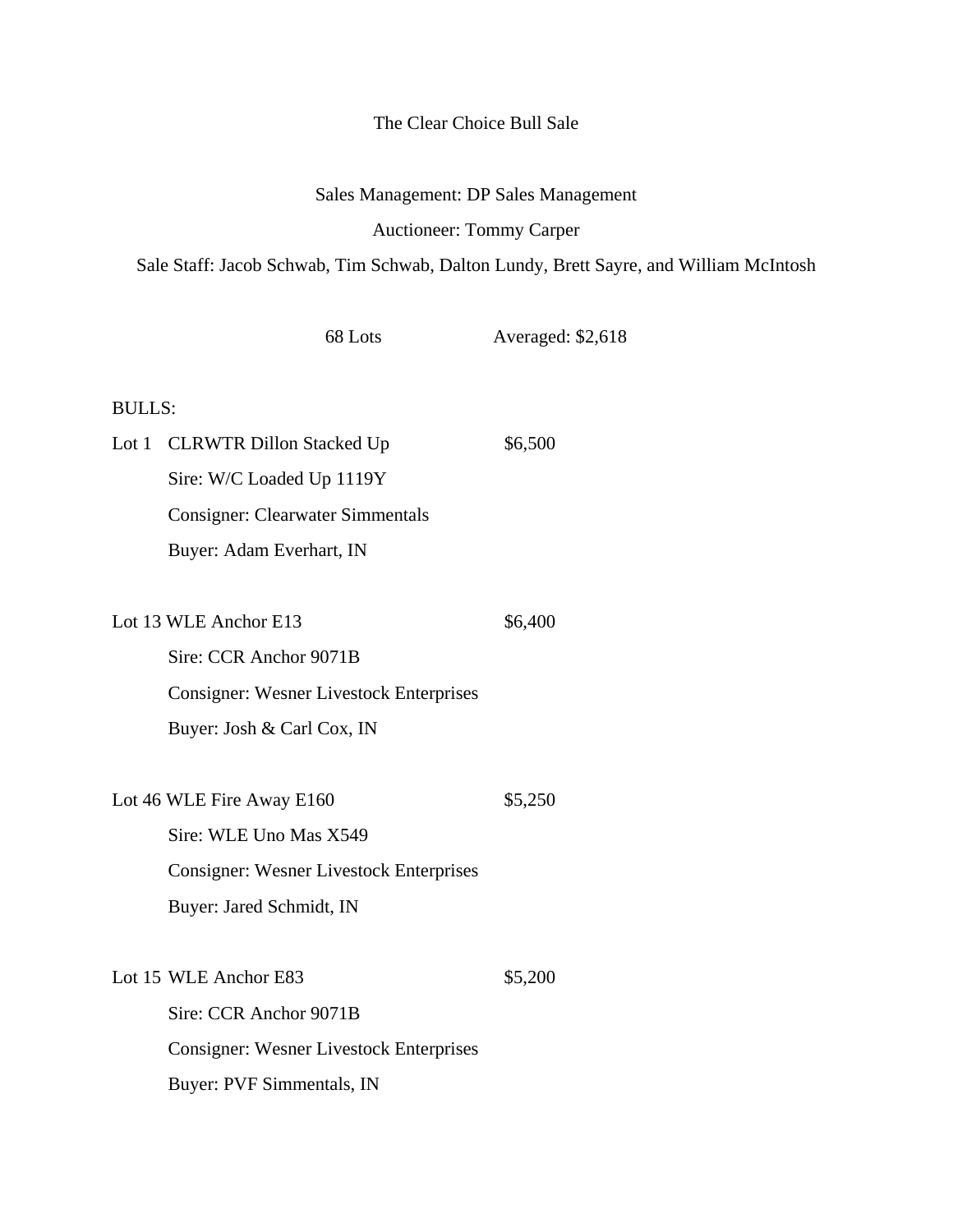# The Clear Choice Bull Sale

Sales Management: DP Sales Management

Auctioneer: Tommy Carper

Sale Staff: Jacob Schwab, Tim Schwab, Dalton Lundy, Brett Sayre, and William McIntosh

68 Lots Averaged: $2,618

BULLS:

Lot 1 CLRWTR Dillon Stacked Up $6,500
Sire: W/C Loaded Up 1119Y
Consigner: Clearwater Simmentals
Buyer: Adam Everhart, IN

Lot 13 WLE Anchor E13 $6,400
Sire: CCR Anchor 9071B
Consigner: Wesner Livestock Enterprises
Buyer: Josh & Carl Cox, IN

Lot 46 WLE Fire Away E160 $5,250
Sire: WLE Uno Mas X549
Consigner: Wesner Livestock Enterprises
Buyer: Jared Schmidt, IN

Lot 15 WLE Anchor E83 $5,200
Sire: CCR Anchor 9071B
Consigner: Wesner Livestock Enterprises
Buyer: PVF Simmentals, IN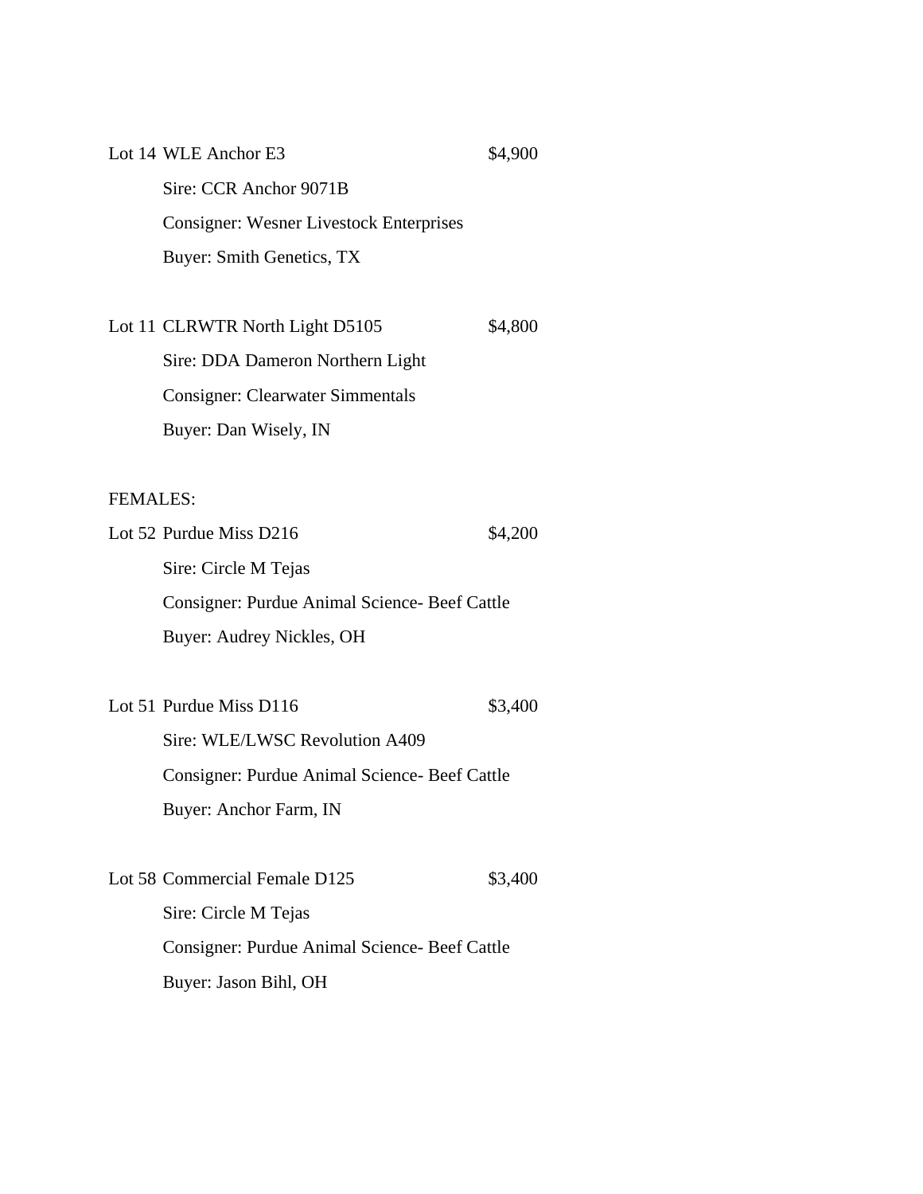Lot 14 WLE Anchor E3 $4,900

Sire: CCR Anchor 9071B

Consigner: Wesner Livestock Enterprises

Buyer: Smith Genetics, TX

Lot 11 CLRWTR North Light D5105 $4,800

Sire: DDA Dameron Northern Light

Consigner: Clearwater Simmentals

Buyer: Dan Wisely, IN

FEMALES:

Lot 52 Purdue Miss D216 $4,200

Sire: Circle M Tejas

Consigner: Purdue Animal Science- Beef Cattle

Buyer: Audrey Nickles, OH

Lot 51 Purdue Miss D116 $3,400

Sire: WLE/LWSC Revolution A409

Consigner: Purdue Animal Science- Beef Cattle

Buyer: Anchor Farm, IN

Lot 58 Commercial Female D125 $3,400

Sire: Circle M Tejas

Consigner: Purdue Animal Science- Beef Cattle

Buyer: Jason Bihl, OH